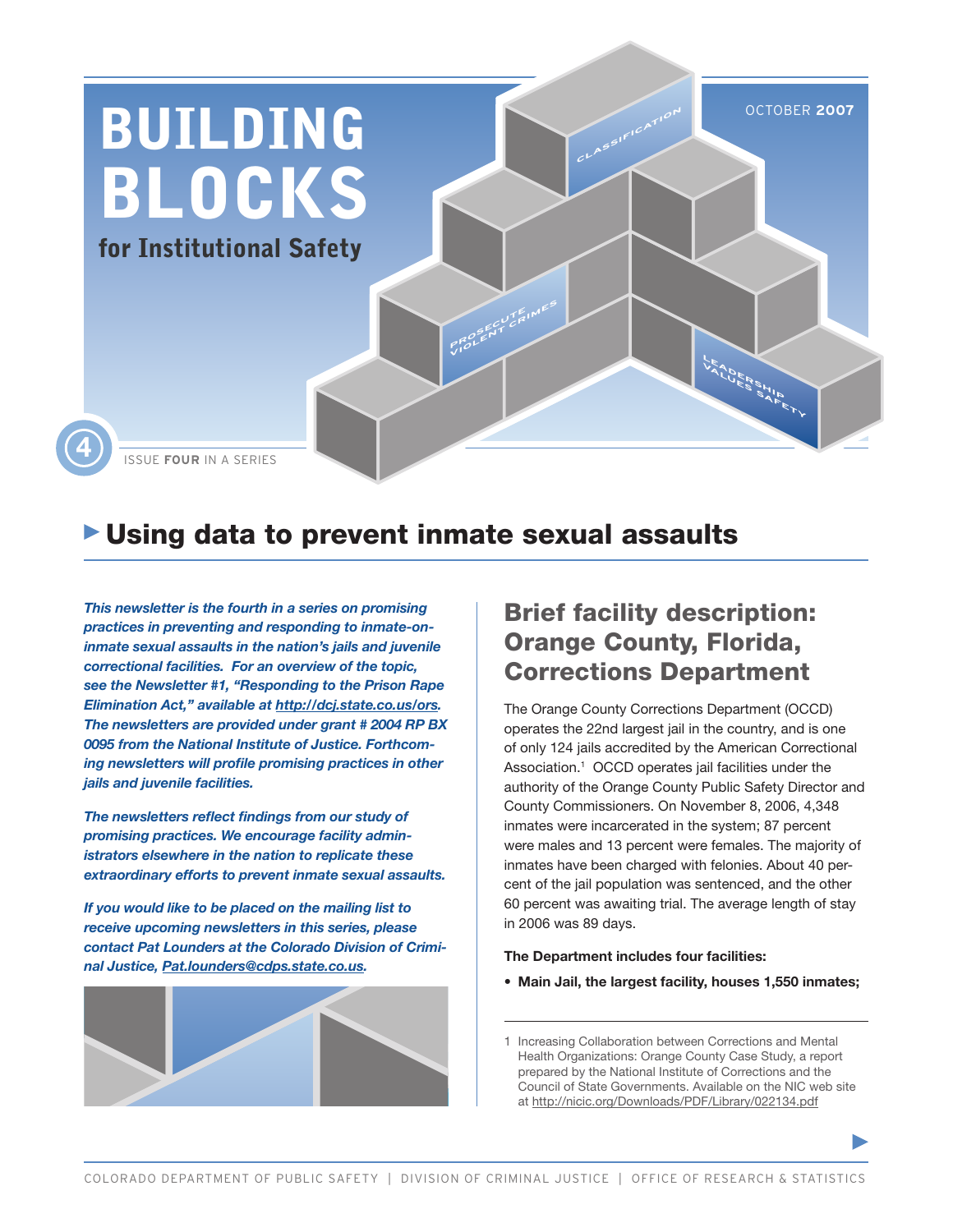# BUILDING BLOCKS for Institutional Safety

OCTOBER 2007

ISSUE FOUR IN A SERIES

## Using data to prevent inmate sexual assaults

*This newsletter is the fourth in a series on promising practices in preventing and responding to inmate-on-inmate sexual assaults in the nation's jails and juvenile correctional facilities. For an overview of the topic, see the Newsletter #1, "Responding to the Prison Rape Elimination Act," available at http://dcj.state.co.us/ors. The newsletters are provided under grant # 2004 RP BX 0095 from the National Institute of Justice. Forthcoming newsletters will profile promising practices in other jails and juvenile facilities.*

*The newsletters reflect findings from our study of promising practices. We encourage facility administrators elsewhere in the nation to replicate these extraordinary efforts to prevent inmate sexual assaults.*

*If you would like to be placed on the mailing list to receive upcoming newsletters in this series, please contact Pat Lounders at the Colorado Division of Criminal Justice, Pat.lounders@cdps.state.co.us.*

## Brief facility description: Orange County, Florida, Corrections Department

The Orange County Corrections Department (OCCD) operates the 22nd largest jail in the country, and is one of only 124 jails accredited by the American Correctional Association.[1] OCCD operates jail facilities under the authority of the Orange County Public Safety Director and County Commissioners. On November 8, 2006, 4,348 inmates were incarcerated in the system; 87 percent were males and 13 percent were females. The majority of inmates have been charged with felonies. About 40 percent of the jail population was sentenced, and the other 60 percent was awaiting trial. The average length of stay in 2006 was 89 days.

**The Department includes four facilities:**

- **Main Jail, the largest facility, houses 1,550 inmates;**

1 Increasing Collaboration between Corrections and Mental Health Organizations: Orange County Case Study, a report prepared by the National Institute of Corrections and the Council of State Governments. Available on the NIC web site at http://nicic.org/Downloads/PDF/Library/022134.pdf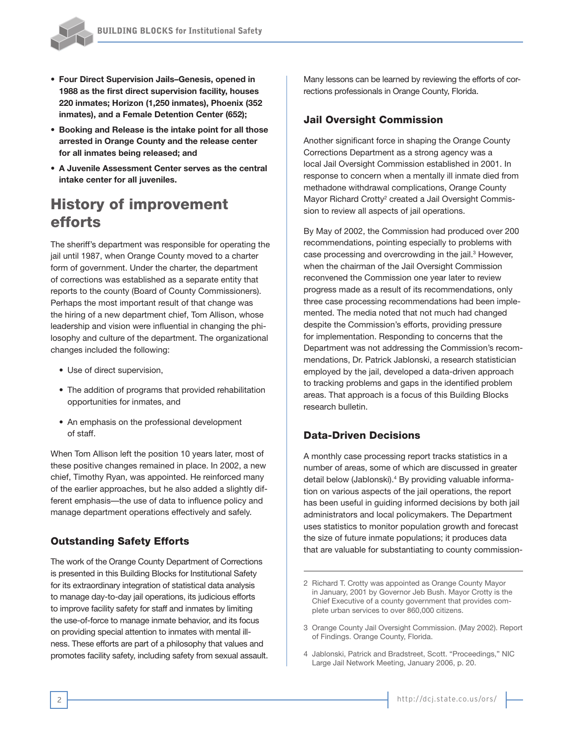- **Four Direct Supervision Jails–Genesis, opened in 1988 as the first direct supervision facility, houses 220 inmates; Horizon (1,250 inmates), Phoenix (352 inmates), and a Female Detention Center (652);**
- **Booking and Release is the intake point for all those arrested in Orange County and the release center for all inmates being released; and**
- **A Juvenile Assessment Center serves as the central intake center for all juveniles.**

## History of improvement efforts

The sheriff's department was responsible for operating the jail until 1987, when Orange County moved to a charter form of government. Under the charter, the department of corrections was established as a separate entity that reports to the county (Board of County Commissioners). Perhaps the most important result of that change was the hiring of a new department chief, Tom Allison, whose leadership and vision were influential in changing the philosophy and culture of the department. The organizational changes included the following:

- Use of direct supervision,
- The addition of programs that provided rehabilitation opportunities for inmates, and
- An emphasis on the professional development of staff.

When Tom Allison left the position 10 years later, most of these positive changes remained in place. In 2002, a new chief, Timothy Ryan, was appointed. He reinforced many of the earlier approaches, but he also added a slightly different emphasis—the use of data to influence policy and manage department operations effectively and safely.

### Outstanding Safety Efforts

The work of the Orange County Department of Corrections is presented in this Building Blocks for Institutional Safety for its extraordinary integration of statistical data analysis to manage day-to-day jail operations, its judicious efforts to improve facility safety for staff and inmates by limiting the use-of-force to manage inmate behavior, and its focus on providing special attention to inmates with mental illness. These efforts are part of a philosophy that values and promotes facility safety, including safety from sexual assault. Many lessons can be learned by reviewing the efforts of corrections professionals in Orange County, Florida.

### Jail Oversight Commission

Another significant force in shaping the Orange County Corrections Department as a strong agency was a local Jail Oversight Commission established in 2001. In response to concern when a mentally ill inmate died from methadone withdrawal complications, Orange County Mayor Richard Crotty[2] created a Jail Oversight Commission to review all aspects of jail operations.

By May of 2002, the Commission had produced over 200 recommendations, pointing especially to problems with case processing and overcrowding in the jail.[3] However, when the chairman of the Jail Oversight Commission reconvened the Commission one year later to review progress made as a result of its recommendations, only three case processing recommendations had been implemented. The media noted that not much had changed despite the Commission's efforts, providing pressure for implementation. Responding to concerns that the Department was not addressing the Commission's recommendations, Dr. Patrick Jablonski, a research statistician employed by the jail, developed a data-driven approach to tracking problems and gaps in the identified problem areas. That approach is a focus of this Building Blocks research bulletin.

### Data-Driven Decisions

A monthly case processing report tracks statistics in a number of areas, some of which are discussed in greater detail below (Jablonski).[4] By providing valuable information on various aspects of the jail operations, the report has been useful in guiding informed decisions by both jail administrators and local policymakers. The Department uses statistics to monitor population growth and forecast the size of future inmate populations; it produces data that are valuable for substantiating to county commission-

---

2 Richard T. Crotty was appointed as Orange County Mayor in January, 2001 by Governor Jeb Bush. Mayor Crotty is the Chief Executive of a county government that provides complete urban services to over 860,000 citizens.

3 Orange County Jail Oversight Commission. (May 2002). Report of Findings. Orange County, Florida.

4 Jablonski, Patrick and Bradstreet, Scott. "Proceedings," NIC Large Jail Network Meeting, January 2006, p. 20.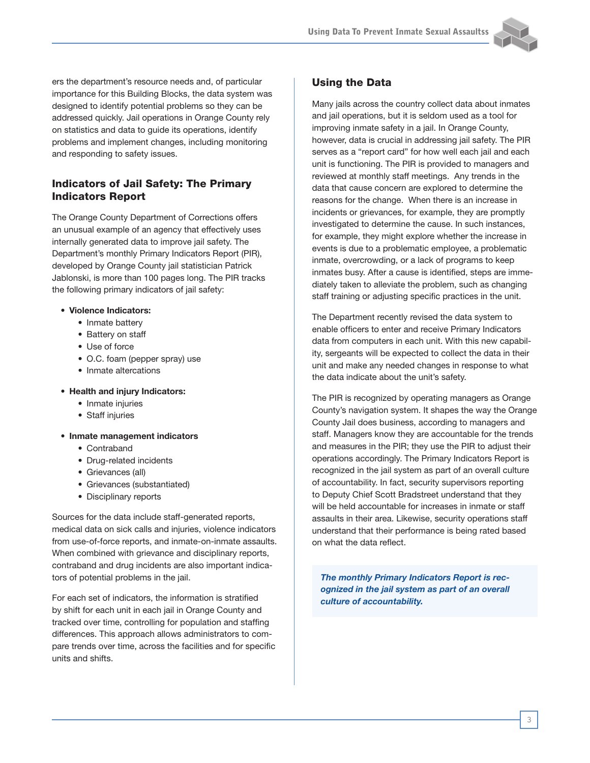ers the department's resource needs and, of particular importance for this Building Blocks, the data system was designed to identify potential problems so they can be addressed quickly. Jail operations in Orange County rely on statistics and data to guide its operations, identify problems and implement changes, including monitoring and responding to safety issues.

## Indicators of Jail Safety: The Primary Indicators Report

The Orange County Department of Corrections offers an unusual example of an agency that effectively uses internally generated data to improve jail safety. The Department's monthly Primary Indicators Report (PIR), developed by Orange County jail statistician Patrick Jablonski, is more than 100 pages long. The PIR tracks the following primary indicators of jail safety:

- **Violence Indicators:**
  - Inmate battery
  - Battery on staff
  - Use of force
  - O.C. foam (pepper spray) use
  - Inmate altercations
- **Health and injury Indicators:**
  - Inmate injuries
  - Staff injuries
- **Inmate management indicators**
  - Contraband
  - Drug-related incidents
  - Grievances (all)
  - Grievances (substantiated)
  - Disciplinary reports

Sources for the data include staff-generated reports, medical data on sick calls and injuries, violence indicators from use-of-force reports, and inmate-on-inmate assaults. When combined with grievance and disciplinary reports, contraband and drug incidents are also important indicators of potential problems in the jail.

For each set of indicators, the information is stratified by shift for each unit in each jail in Orange County and tracked over time, controlling for population and staffing differences. This approach allows administrators to compare trends over time, across the facilities and for specific units and shifts.

## Using the Data

Many jails across the country collect data about inmates and jail operations, but it is seldom used as a tool for improving inmate safety in a jail. In Orange County, however, data is crucial in addressing jail safety. The PIR serves as a "report card" for how well each jail and each unit is functioning. The PIR is provided to managers and reviewed at monthly staff meetings. Any trends in the data that cause concern are explored to determine the reasons for the change. When there is an increase in incidents or grievances, for example, they are promptly investigated to determine the cause. In such instances, for example, they might explore whether the increase in events is due to a problematic employee, a problematic inmate, overcrowding, or a lack of programs to keep inmates busy. After a cause is identified, steps are immediately taken to alleviate the problem, such as changing staff training or adjusting specific practices in the unit.

The Department recently revised the data system to enable officers to enter and receive Primary Indicators data from computers in each unit. With this new capability, sergeants will be expected to collect the data in their unit and make any needed changes in response to what the data indicate about the unit's safety.

The PIR is recognized by operating managers as Orange County's navigation system. It shapes the way the Orange County Jail does business, according to managers and staff. Managers know they are accountable for the trends and measures in the PIR; they use the PIR to adjust their operations accordingly. The Primary Indicators Report is recognized in the jail system as part of an overall culture of accountability. In fact, security supervisors reporting to Deputy Chief Scott Bradstreet understand that they will be held accountable for increases in inmate or staff assaults in their area. Likewise, security operations staff understand that their performance is being rated based on what the data reflect.

> ***The monthly Primary Indicators Report is recognized in the jail system as part of an overall culture of accountability.***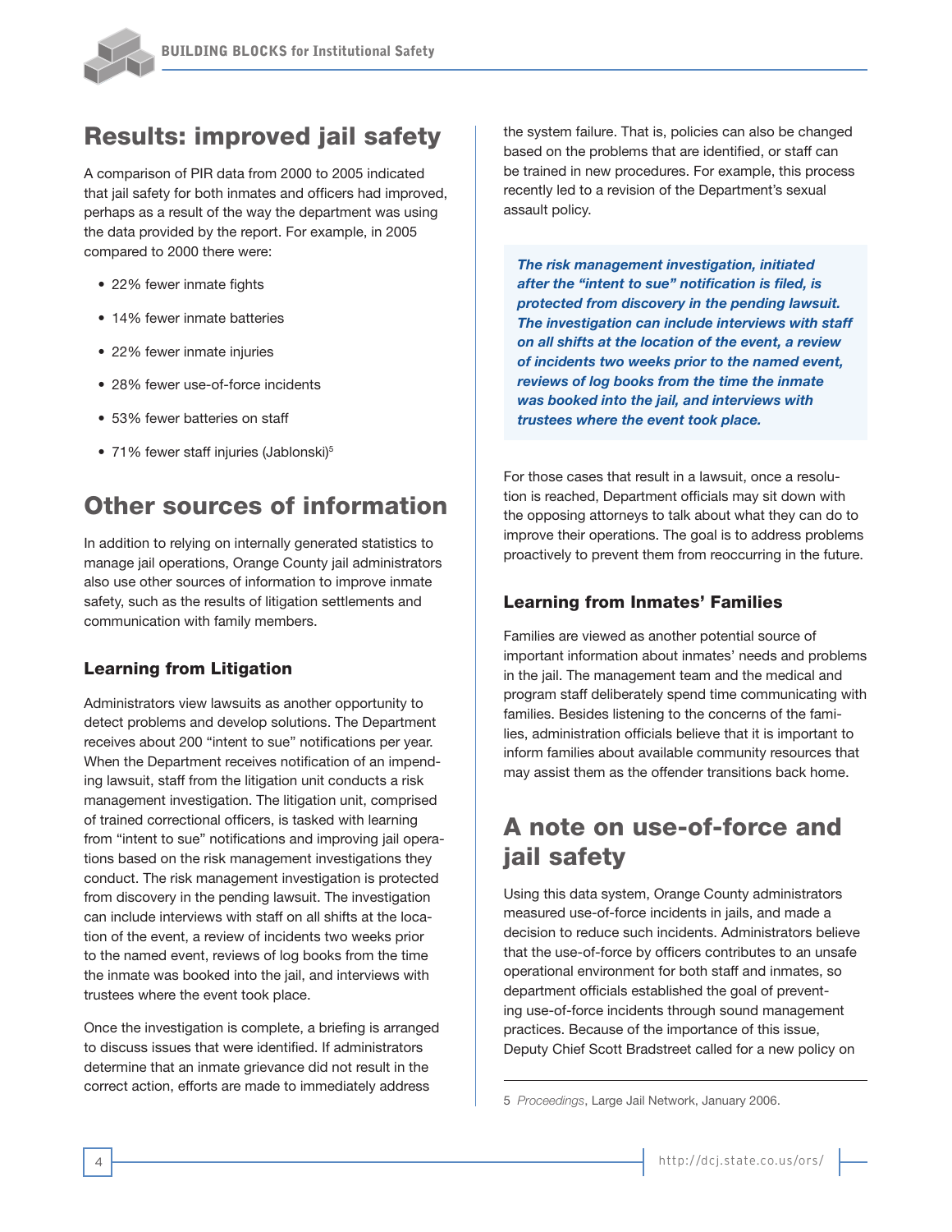## Results: improved jail safety

A comparison of PIR data from 2000 to 2005 indicated that jail safety for both inmates and officers had improved, perhaps as a result of the way the department was using the data provided by the report. For example, in 2005 compared to 2000 there were:

- 22% fewer inmate fights
- 14% fewer inmate batteries
- 22% fewer inmate injuries
- 28% fewer use-of-force incidents
- 53% fewer batteries on staff
- 71% fewer staff injuries (Jablonski)[5]

## Other sources of information

In addition to relying on internally generated statistics to manage jail operations, Orange County jail administrators also use other sources of information to improve inmate safety, such as the results of litigation settlements and communication with family members.

### Learning from Litigation

Administrators view lawsuits as another opportunity to detect problems and develop solutions. The Department receives about 200 "intent to sue" notifications per year. When the Department receives notification of an impending lawsuit, staff from the litigation unit conducts a risk management investigation. The litigation unit, comprised of trained correctional officers, is tasked with learning from "intent to sue" notifications and improving jail operations based on the risk management investigations they conduct. The risk management investigation is protected from discovery in the pending lawsuit. The investigation can include interviews with staff on all shifts at the location of the event, a review of incidents two weeks prior to the named event, reviews of log books from the time the inmate was booked into the jail, and interviews with trustees where the event took place.

Once the investigation is complete, a briefing is arranged to discuss issues that were identified. If administrators determine that an inmate grievance did not result in the correct action, efforts are made to immediately address the system failure. That is, policies can also be changed based on the problems that are identified, or staff can be trained in new procedures. For example, this process recently led to a revision of the Department's sexual assault policy.

> ***The risk management investigation, initiated after the "intent to sue" notification is filed, is protected from discovery in the pending lawsuit. The investigation can include interviews with staff on all shifts at the location of the event, a review of incidents two weeks prior to the named event, reviews of log books from the time the inmate was booked into the jail, and interviews with trustees where the event took place.***

For those cases that result in a lawsuit, once a resolution is reached, Department officials may sit down with the opposing attorneys to talk about what they can do to improve their operations. The goal is to address problems proactively to prevent them from reoccurring in the future.

### Learning from Inmates' Families

Families are viewed as another potential source of important information about inmates' needs and problems in the jail. The management team and the medical and program staff deliberately spend time communicating with families. Besides listening to the concerns of the families, administration officials believe that it is important to inform families about available community resources that may assist them as the offender transitions back home.

## A note on use-of-force and jail safety

Using this data system, Orange County administrators measured use-of-force incidents in jails, and made a decision to reduce such incidents. Administrators believe that the use-of-force by officers contributes to an unsafe operational environment for both staff and inmates, so department officials established the goal of preventing use-of-force incidents through sound management practices. Because of the importance of this issue, Deputy Chief Scott Bradstreet called for a new policy on

---

5 *Proceedings*, Large Jail Network, January 2006.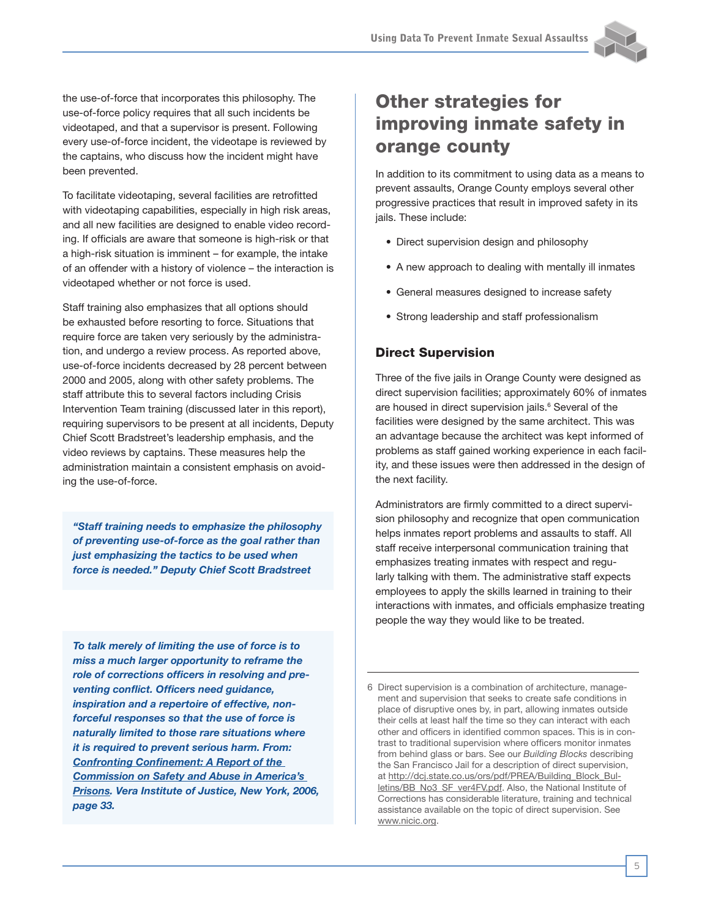the use-of-force that incorporates this philosophy. The use-of-force policy requires that all such incidents be videotaped, and that a supervisor is present. Following every use-of-force incident, the videotape is reviewed by the captains, who discuss how the incident might have been prevented.

To facilitate videotaping, several facilities are retrofitted with videotaping capabilities, especially in high risk areas, and all new facilities are designed to enable video recording. If officials are aware that someone is high-risk or that a high-risk situation is imminent – for example, the intake of an offender with a history of violence – the interaction is videotaped whether or not force is used.

Staff training also emphasizes that all options should be exhausted before resorting to force. Situations that require force are taken very seriously by the administration, and undergo a review process. As reported above, use-of-force incidents decreased by 28 percent between 2000 and 2005, along with other safety problems. The staff attribute this to several factors including Crisis Intervention Team training (discussed later in this report), requiring supervisors to be present at all incidents, Deputy Chief Scott Bradstreet's leadership emphasis, and the video reviews by captains. These measures help the administration maintain a consistent emphasis on avoiding the use-of-force.

> ***"Staff training needs to emphasize the philosophy of preventing use-of-force as the goal rather than just emphasizing the tactics to be used when force is needed." Deputy Chief Scott Bradstreet***

> ***To talk merely of limiting the use of force is to miss a much larger opportunity to reframe the role of corrections officers in resolving and preventing conflict. Officers need guidance, inspiration and a repertoire of effective, non-forceful responses so that the use of force is naturally limited to those rare situations where it is required to prevent serious harm. From: Confronting Confinement: A Report of the Commission on Safety and Abuse in America's Prisons. Vera Institute of Justice, New York, 2006, page 33.***

## Other strategies for improving inmate safety in orange county

In addition to its commitment to using data as a means to prevent assaults, Orange County employs several other progressive practices that result in improved safety in its jails. These include:

- Direct supervision design and philosophy
- A new approach to dealing with mentally ill inmates
- General measures designed to increase safety
- Strong leadership and staff professionalism

### Direct Supervision

Three of the five jails in Orange County were designed as direct supervision facilities; approximately 60% of inmates are housed in direct supervision jails.[6] Several of the facilities were designed by the same architect. This was an advantage because the architect was kept informed of problems as staff gained working experience in each facility, and these issues were then addressed in the design of the next facility.

Administrators are firmly committed to a direct supervision philosophy and recognize that open communication helps inmates report problems and assaults to staff. All staff receive interpersonal communication training that emphasizes treating inmates with respect and regularly talking with them. The administrative staff expects employees to apply the skills learned in training to their interactions with inmates, and officials emphasize treating people the way they would like to be treated.

---

6 Direct supervision is a combination of architecture, management and supervision that seeks to create safe conditions in place of disruptive ones by, in part, allowing inmates outside their cells at least half the time so they can interact with each other and officers in identified common spaces. This is in contrast to traditional supervision where officers monitor inmates from behind glass or bars. See our *Building Blocks* describing the San Francisco Jail for a description of direct supervision, at http://dcj.state.co.us/ors/pdf/PREA/Building_Block_Bulletins/BB_No3_SF_ver4FV.pdf. Also, the National Institute of Corrections has considerable literature, training and technical assistance available on the topic of direct supervision. See www.nicic.org.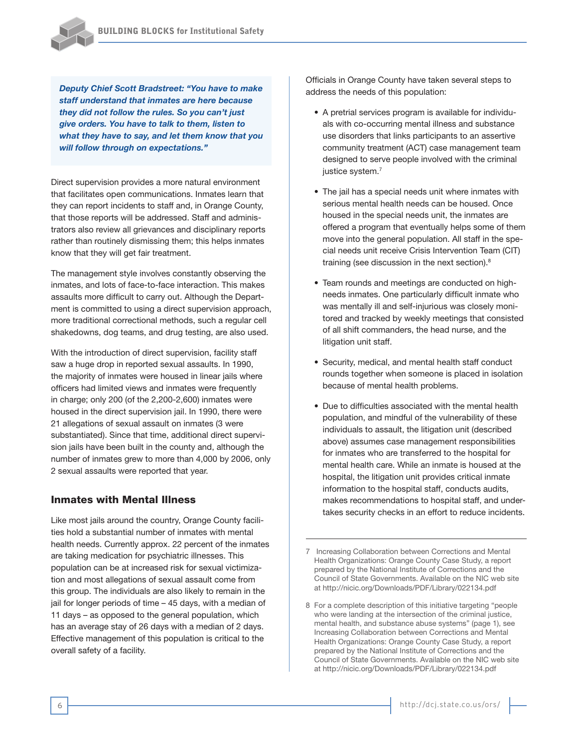***Deputy Chief Scott Bradstreet: "You have to make staff understand that inmates are here because they did not follow the rules. So you can't just give orders. You have to talk to them, listen to what they have to say, and let them know that you will follow through on expectations."***

Direct supervision provides a more natural environment that facilitates open communications. Inmates learn that they can report incidents to staff and, in Orange County, that those reports will be addressed. Staff and administrators also review all grievances and disciplinary reports rather than routinely dismissing them; this helps inmates know that they will get fair treatment.

The management style involves constantly observing the inmates, and lots of face-to-face interaction. This makes assaults more difficult to carry out. Although the Department is committed to using a direct supervision approach, more traditional correctional methods, such a regular cell shakedowns, dog teams, and drug testing, are also used.

With the introduction of direct supervision, facility staff saw a huge drop in reported sexual assaults. In 1990, the majority of inmates were housed in linear jails where officers had limited views and inmates were frequently in charge; only 200 (of the 2,200-2,600) inmates were housed in the direct supervision jail. In 1990, there were 21 allegations of sexual assault on inmates (3 were substantiated). Since that time, additional direct supervision jails have been built in the county and, although the number of inmates grew to more than 4,000 by 2006, only 2 sexual assaults were reported that year.

## Inmates with Mental Illness

Like most jails around the country, Orange County facilities hold a substantial number of inmates with mental health needs. Currently approx. 22 percent of the inmates are taking medication for psychiatric illnesses. This population can be at increased risk for sexual victimization and most allegations of sexual assault come from this group. The individuals are also likely to remain in the jail for longer periods of time – 45 days, with a median of 11 days – as opposed to the general population, which has an average stay of 26 days with a median of 2 days. Effective management of this population is critical to the overall safety of a facility.

Officials in Orange County have taken several steps to address the needs of this population:

- A pretrial services program is available for individuals with co-occurring mental illness and substance use disorders that links participants to an assertive community treatment (ACT) case management team designed to serve people involved with the criminal justice system.[7]
- The jail has a special needs unit where inmates with serious mental health needs can be housed. Once housed in the special needs unit, the inmates are offered a program that eventually helps some of them move into the general population. All staff in the special needs unit receive Crisis Intervention Team (CIT) training (see discussion in the next section).[8]
- Team rounds and meetings are conducted on high-needs inmates. One particularly difficult inmate who was mentally ill and self-injurious was closely monitored and tracked by weekly meetings that consisted of all shift commanders, the head nurse, and the litigation unit staff.
- Security, medical, and mental health staff conduct rounds together when someone is placed in isolation because of mental health problems.
- Due to difficulties associated with the mental health population, and mindful of the vulnerability of these individuals to assault, the litigation unit (described above) assumes case management responsibilities for inmates who are transferred to the hospital for mental health care. While an inmate is housed at the hospital, the litigation unit provides critical inmate information to the hospital staff, conducts audits, makes recommendations to hospital staff, and undertakes security checks in an effort to reduce incidents.

---

7 Increasing Collaboration between Corrections and Mental Health Organizations: Orange County Case Study, a report prepared by the National Institute of Corrections and the Council of State Governments. Available on the NIC web site at http://nicic.org/Downloads/PDF/Library/022134.pdf

8 For a complete description of this initiative targeting "people who were landing at the intersection of the criminal justice, mental health, and substance abuse systems" (page 1), see Increasing Collaboration between Corrections and Mental Health Organizations: Orange County Case Study, a report prepared by the National Institute of Corrections and the Council of State Governments. Available on the NIC web site at http://nicic.org/Downloads/PDF/Library/022134.pdf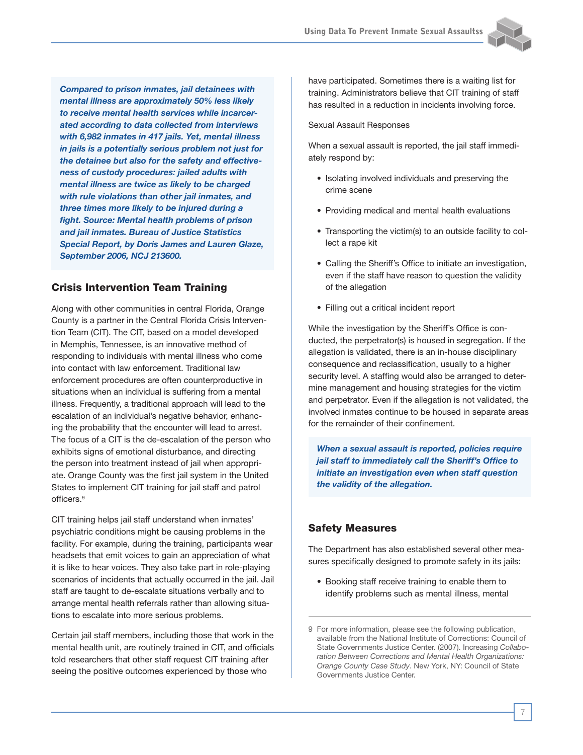***Compared to prison inmates, jail detainees with mental illness are approximately 50% less likely to receive mental health services while incarcerated according to data collected from interviews with 6,982 inmates in 417 jails. Yet, mental illness in jails is a potentially serious problem not just for the detainee but also for the safety and effectiveness of custody procedures: jailed adults with mental illness are twice as likely to be charged with rule violations than other jail inmates, and three times more likely to be injured during a fight. Source: Mental health problems of prison and jail inmates. Bureau of Justice Statistics Special Report, by Doris James and Lauren Glaze, September 2006, NCJ 213600.***

## Crisis Intervention Team Training

Along with other communities in central Florida, Orange County is a partner in the Central Florida Crisis Intervention Team (CIT). The CIT, based on a model developed in Memphis, Tennessee, is an innovative method of responding to individuals with mental illness who come into contact with law enforcement. Traditional law enforcement procedures are often counterproductive in situations when an individual is suffering from a mental illness. Frequently, a traditional approach will lead to the escalation of an individual's negative behavior, enhancing the probability that the encounter will lead to arrest. The focus of a CIT is the de-escalation of the person who exhibits signs of emotional disturbance, and directing the person into treatment instead of jail when appropriate. Orange County was the first jail system in the United States to implement CIT training for jail staff and patrol officers.[9]

CIT training helps jail staff understand when inmates' psychiatric conditions might be causing problems in the facility. For example, during the training, participants wear headsets that emit voices to gain an appreciation of what it is like to hear voices. They also take part in role-playing scenarios of incidents that actually occurred in the jail. Jail staff are taught to de-escalate situations verbally and to arrange mental health referrals rather than allowing situations to escalate into more serious problems.

Certain jail staff members, including those that work in the mental health unit, are routinely trained in CIT, and officials told researchers that other staff request CIT training after seeing the positive outcomes experienced by those who have participated. Sometimes there is a waiting list for training. Administrators believe that CIT training of staff has resulted in a reduction in incidents involving force.

Sexual Assault Responses

When a sexual assault is reported, the jail staff immediately respond by:

- Isolating involved individuals and preserving the crime scene
- Providing medical and mental health evaluations
- Transporting the victim(s) to an outside facility to collect a rape kit
- Calling the Sheriff's Office to initiate an investigation, even if the staff have reason to question the validity of the allegation
- Filling out a critical incident report

While the investigation by the Sheriff's Office is conducted, the perpetrator(s) is housed in segregation. If the allegation is validated, there is an in-house disciplinary consequence and reclassification, usually to a higher security level. A staffing would also be arranged to determine management and housing strategies for the victim and perpetrator. Even if the allegation is not validated, the involved inmates continue to be housed in separate areas for the remainder of their confinement.

***When a sexual assault is reported, policies require jail staff to immediately call the Sheriff's Office to initiate an investigation even when staff question the validity of the allegation.***

## Safety Measures

The Department has also established several other measures specifically designed to promote safety in its jails:

- Booking staff receive training to enable them to identify problems such as mental illness, mental

---

9 For more information, please see the following publication, available from the National Institute of Corrections: Council of State Governments Justice Center. (2007). Increasing *Collaboration Between Corrections and Mental Health Organizations: Orange County Case Study*. New York, NY: Council of State Governments Justice Center.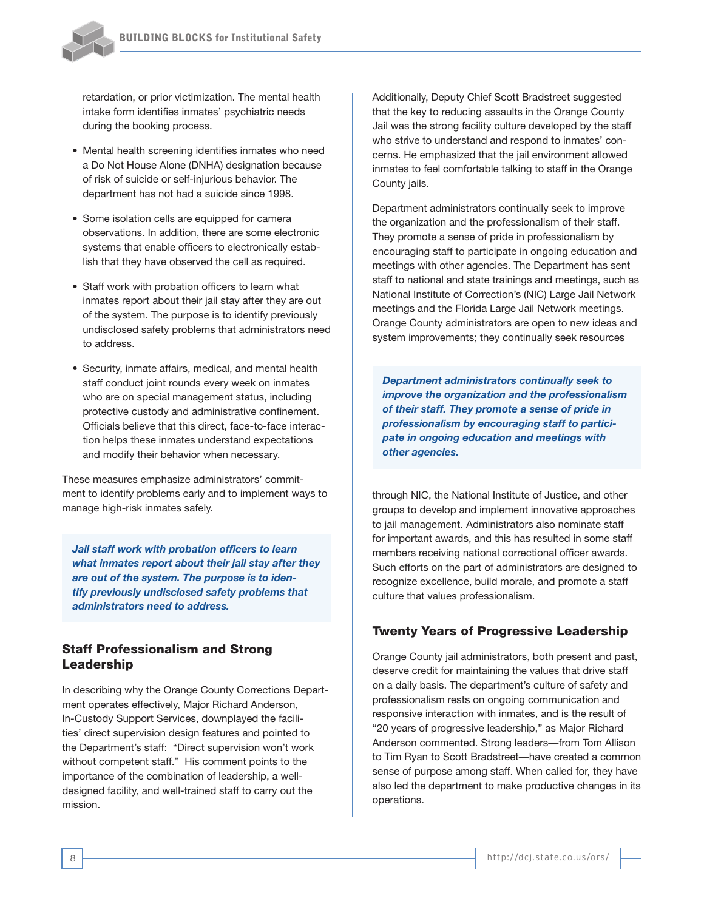retardation, or prior victimization. The mental health intake form identifies inmates' psychiatric needs during the booking process.

- Mental health screening identifies inmates who need a Do Not House Alone (DNHA) designation because of risk of suicide or self-injurious behavior. The department has not had a suicide since 1998.
- Some isolation cells are equipped for camera observations. In addition, there are some electronic systems that enable officers to electronically establish that they have observed the cell as required.
- Staff work with probation officers to learn what inmates report about their jail stay after they are out of the system. The purpose is to identify previously undisclosed safety problems that administrators need to address.
- Security, inmate affairs, medical, and mental health staff conduct joint rounds every week on inmates who are on special management status, including protective custody and administrative confinement. Officials believe that this direct, face-to-face interaction helps these inmates understand expectations and modify their behavior when necessary.

These measures emphasize administrators' commitment to identify problems early and to implement ways to manage high-risk inmates safely.

> ***Jail staff work with probation officers to learn what inmates report about their jail stay after they are out of the system. The purpose is to identify previously undisclosed safety problems that administrators need to address.***

## Staff Professionalism and Strong Leadership

In describing why the Orange County Corrections Department operates effectively, Major Richard Anderson, In-Custody Support Services, downplayed the facilities' direct supervision design features and pointed to the Department's staff: "Direct supervision won't work without competent staff." His comment points to the importance of the combination of leadership, a well-designed facility, and well-trained staff to carry out the mission.

Additionally, Deputy Chief Scott Bradstreet suggested that the key to reducing assaults in the Orange County Jail was the strong facility culture developed by the staff who strive to understand and respond to inmates' concerns. He emphasized that the jail environment allowed inmates to feel comfortable talking to staff in the Orange County jails.

Department administrators continually seek to improve the organization and the professionalism of their staff. They promote a sense of pride in professionalism by encouraging staff to participate in ongoing education and meetings with other agencies. The Department has sent staff to national and state trainings and meetings, such as National Institute of Correction's (NIC) Large Jail Network meetings and the Florida Large Jail Network meetings. Orange County administrators are open to new ideas and system improvements; they continually seek resources through NIC, the National Institute of Justice, and other groups to develop and implement innovative approaches to jail management. Administrators also nominate staff for important awards, and this has resulted in some staff members receiving national correctional officer awards. Such efforts on the part of administrators are designed to recognize excellence, build morale, and promote a staff culture that values professionalism.

> ***Department administrators continually seek to improve the organization and the professionalism of their staff. They promote a sense of pride in professionalism by encouraging staff to participate in ongoing education and meetings with other agencies.***

## Twenty Years of Progressive Leadership

Orange County jail administrators, both present and past, deserve credit for maintaining the values that drive staff on a daily basis. The department's culture of safety and professionalism rests on ongoing communication and responsive interaction with inmates, and is the result of "20 years of progressive leadership," as Major Richard Anderson commented. Strong leaders—from Tom Allison to Tim Ryan to Scott Bradstreet—have created a common sense of purpose among staff. When called for, they have also led the department to make productive changes in its operations.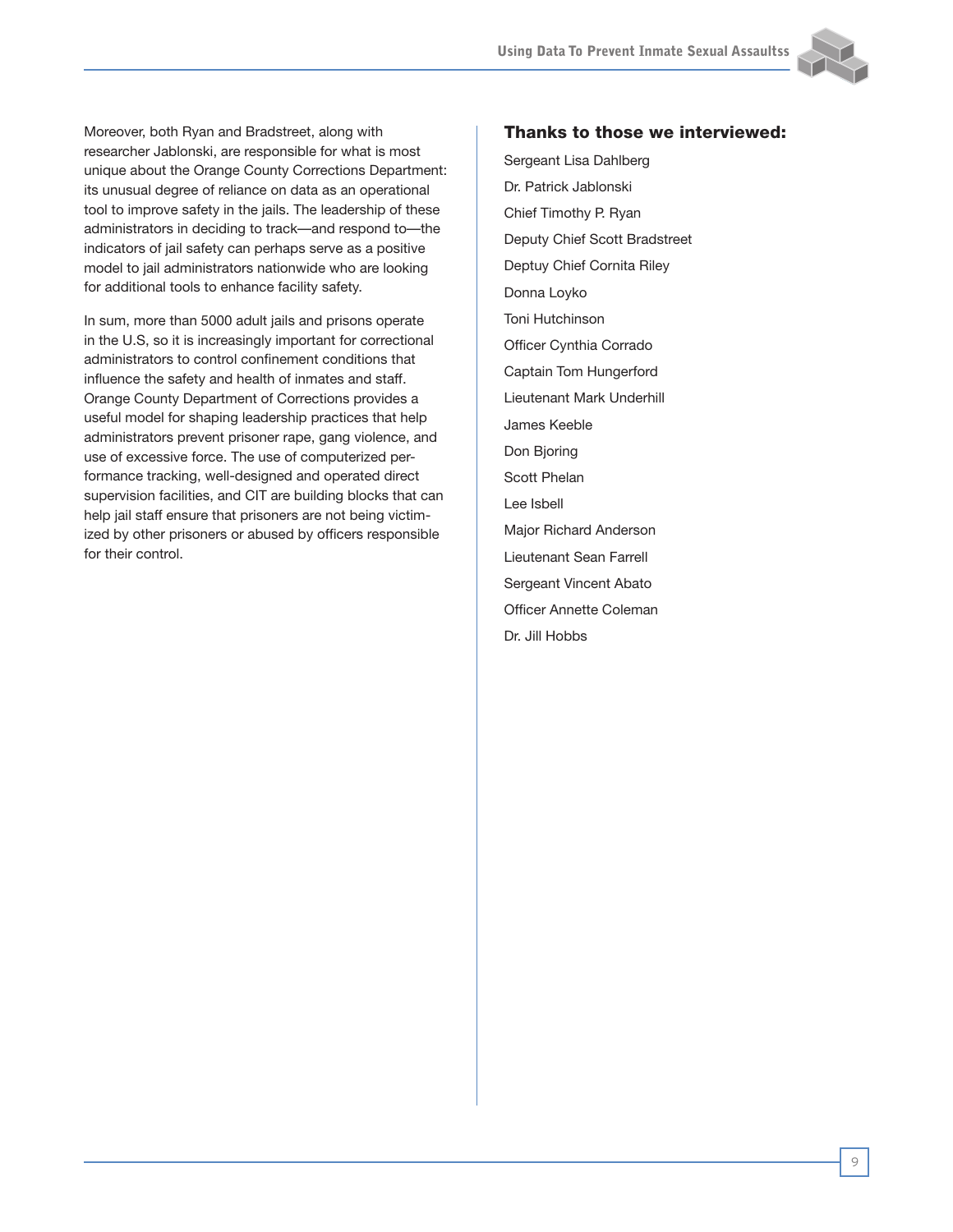Moreover, both Ryan and Bradstreet, along with researcher Jablonski, are responsible for what is most unique about the Orange County Corrections Department: its unusual degree of reliance on data as an operational tool to improve safety in the jails. The leadership of these administrators in deciding to track—and respond to—the indicators of jail safety can perhaps serve as a positive model to jail administrators nationwide who are looking for additional tools to enhance facility safety.

In sum, more than 5000 adult jails and prisons operate in the U.S, so it is increasingly important for correctional administrators to control confinement conditions that influence the safety and health of inmates and staff. Orange County Department of Corrections provides a useful model for shaping leadership practices that help administrators prevent prisoner rape, gang violence, and use of excessive force. The use of computerized performance tracking, well-designed and operated direct supervision facilities, and CIT are building blocks that can help jail staff ensure that prisoners are not being victimized by other prisoners or abused by officers responsible for their control.

## Thanks to those we interviewed:

Sergeant Lisa Dahlberg

Dr. Patrick Jablonski

Chief Timothy P. Ryan

Deputy Chief Scott Bradstreet

Deptuy Chief Cornita Riley

Donna Loyko

Toni Hutchinson

Officer Cynthia Corrado

Captain Tom Hungerford

Lieutenant Mark Underhill

James Keeble

Don Bjoring

Scott Phelan

Lee Isbell

Major Richard Anderson

Lieutenant Sean Farrell

Sergeant Vincent Abato

Officer Annette Coleman

Dr. Jill Hobbs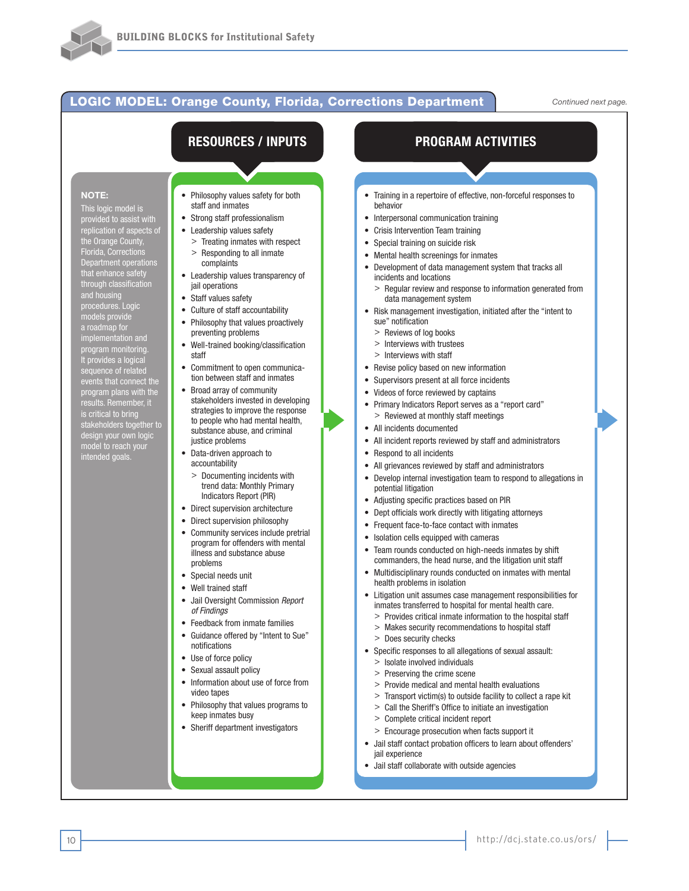## LOGIC MODEL: Orange County, Florida, Corrections Department

*Continued next page.*

**NOTE:**

This logic model is provided to assist with replication of aspects of the Orange County, Florida, Corrections Department operations that enhance safety through classification and housing procedures. Logic models provide a roadmap for implementation and program monitoring. It provides a logical sequence of related events that connect the program plans with the results. Remember, it is critical to bring stakeholders together to design your own logic model to reach your intended goals.

### RESOURCES / INPUTS

- Philosophy values safety for both staff and inmates
- Strong staff professionalism
- Leadership values safety
  - > Treating inmates with respect
  - > Responding to all inmate complaints
- Leadership values transparency of jail operations
- Staff values safety
- Culture of staff accountability
- Philosophy that values proactively preventing problems
- Well-trained booking/classification staff
- Commitment to open communication between staff and inmates
- Broad array of community stakeholders invested in developing strategies to improve the response to people who had mental health, substance abuse, and criminal justice problems
- Data-driven approach to accountability
  - > Documenting incidents with trend data: Monthly Primary Indicators Report (PIR)
- Direct supervision architecture
- Direct supervision philosophy
- Community services include pretrial program for offenders with mental illness and substance abuse problems
- Special needs unit
- Well trained staff
- Jail Oversight Commission *Report of Findings*
- Feedback from inmate families
- Guidance offered by "Intent to Sue" notifications
- Use of force policy
- Sexual assault policy
- Information about use of force from video tapes
- Philosophy that values programs to keep inmates busy
- Sheriff department investigators

### PROGRAM ACTIVITIES

- Training in a repertoire of effective, non-forceful responses to behavior
- Interpersonal communication training
- Crisis Intervention Team training
- Special training on suicide risk
- Mental health screenings for inmates
- Development of data management system that tracks all incidents and locations
  - > Regular review and response to information generated from data management system
- Risk management investigation, initiated after the "intent to sue" notification
  - > Reviews of log books
  - > Interviews with trustees
  - > Interviews with staff
- Revise policy based on new information
- Supervisors present at all force incidents
- Videos of force reviewed by captains
- Primary Indicators Report serves as a "report card"
  - > Reviewed at monthly staff meetings
- All incidents documented
- All incident reports reviewed by staff and administrators
- Respond to all incidents
- All grievances reviewed by staff and administrators
- Develop internal investigation team to respond to allegations in potential litigation
- Adjusting specific practices based on PIR
- Dept officials work directly with litigating attorneys
- Frequent face-to-face contact with inmates
- Isolation cells equipped with cameras
- Team rounds conducted on high-needs inmates by shift commanders, the head nurse, and the litigation unit staff
- Multidisciplinary rounds conducted on inmates with mental health problems in isolation
- Litigation unit assumes case management responsibilities for inmates transferred to hospital for mental health care.
  - > Provides critical inmate information to the hospital staff
  - > Makes security recommendations to hospital staff
  - > Does security checks
- Specific responses to all allegations of sexual assault:
  - > Isolate involved individuals
  - > Preserving the crime scene
  - > Provide medical and mental health evaluations
  - > Transport victim(s) to outside facility to collect a rape kit
  - > Call the Sheriff's Office to initiate an investigation
  - > Complete critical incident report
  - > Encourage prosecution when facts support it
- Jail staff contact probation officers to learn about offenders' jail experience
- Jail staff collaborate with outside agencies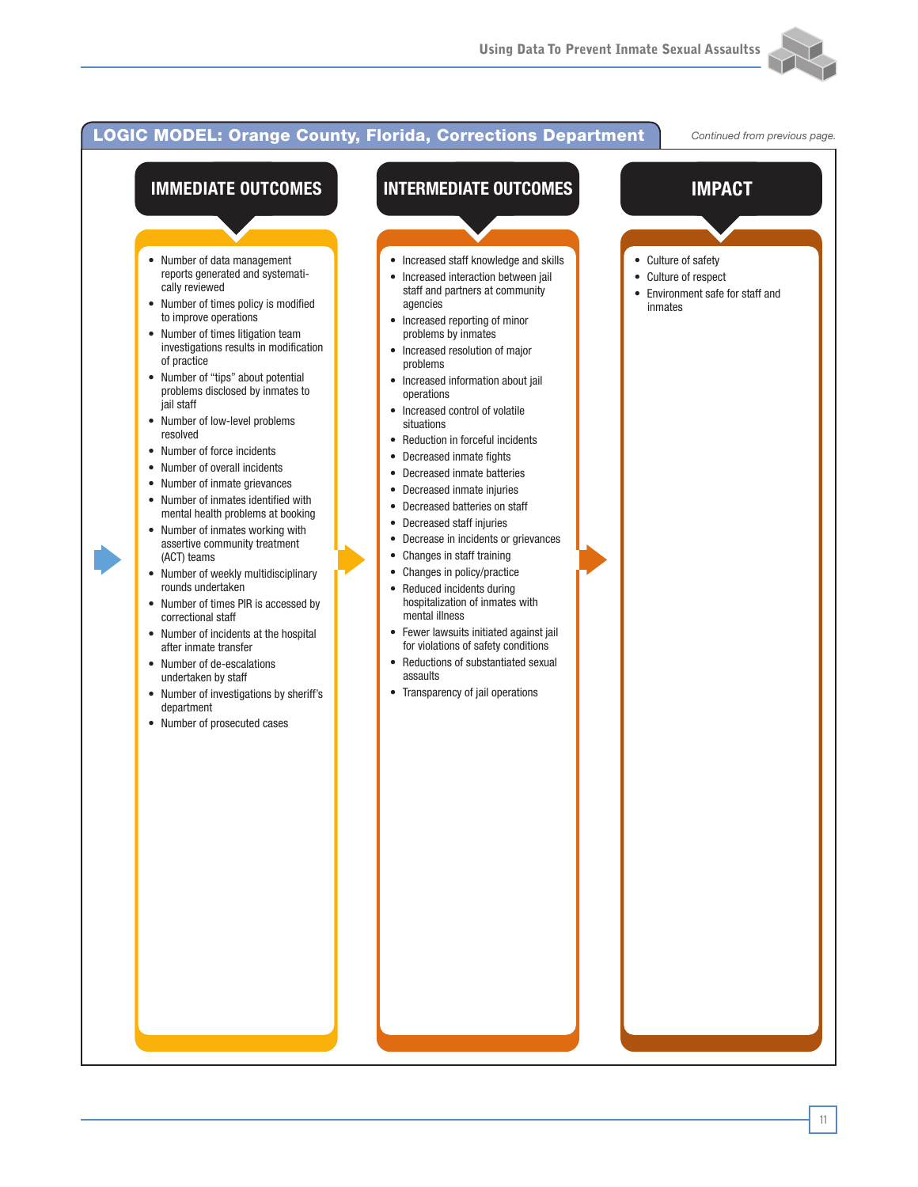## LOGIC MODEL: Orange County, Florida, Corrections Department

*Continued from previous page.*

### IMMEDIATE OUTCOMES

- Number of data management reports generated and systematically reviewed
- Number of times policy is modified to improve operations
- Number of times litigation team investigations results in modification of practice
- Number of "tips" about potential problems disclosed by inmates to jail staff
- Number of low-level problems resolved
- Number of force incidents
- Number of overall incidents
- Number of inmate grievances
- Number of inmates identified with mental health problems at booking
- Number of inmates working with assertive community treatment (ACT) teams
- Number of weekly multidisciplinary rounds undertaken
- Number of times PIR is accessed by correctional staff
- Number of incidents at the hospital after inmate transfer
- Number of de-escalations undertaken by staff
- Number of investigations by sheriff's department
- Number of prosecuted cases

### INTERMEDIATE OUTCOMES

- Increased staff knowledge and skills
- Increased interaction between jail staff and partners at community agencies
- Increased reporting of minor problems by inmates
- Increased resolution of major problems
- Increased information about jail operations
- Increased control of volatile situations
- Reduction in forceful incidents
- Decreased inmate fights
- Decreased inmate batteries
- Decreased inmate injuries
- Decreased batteries on staff
- Decreased staff injuries
- Decrease in incidents or grievances
- Changes in staff training
- Changes in policy/practice
- Reduced incidents during hospitalization of inmates with mental illness
- Fewer lawsuits initiated against jail for violations of safety conditions
- Reductions of substantiated sexual assaults
- Transparency of jail operations

### IMPACT

- Culture of safety
- Culture of respect
- Environment safe for staff and inmates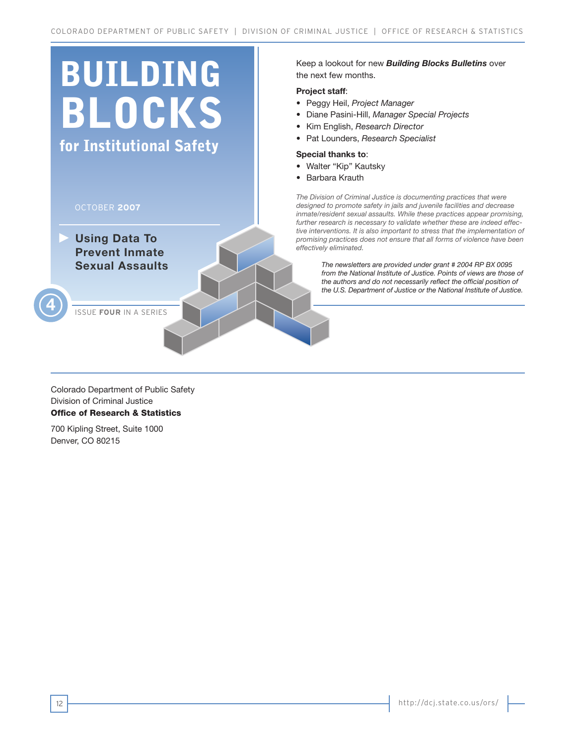# BUILDING BLOCKS

## for Institutional Safety

OCTOBER **2007**

### ▶ Using Data To Prevent Inmate Sexual Assaults

4

ISSUE **FOUR** IN A SERIES

Keep a lookout for new ***Building Blocks Bulletins*** over the next few months.

**Project staff**:

- Peggy Heil, *Project Manager*
- Diane Pasini-Hill, *Manager Special Projects*
- Kim English, *Research Director*
- Pat Lounders, *Research Specialist*

**Special thanks to**:

- Walter "Kip" Kautsky
- Barbara Krauth

*The Division of Criminal Justice is documenting practices that were designed to promote safety in jails and juvenile facilities and decrease inmate/resident sexual assaults. While these practices appear promising, further research is necessary to validate whether these are indeed effective interventions. It is also important to stress that the implementation of promising practices does not ensure that all forms of violence have been effectively eliminated.*

*The newsletters are provided under grant # 2004 RP BX 0095 from the National Institute of Justice. Points of views are those of the authors and do not necessarily reflect the official position of the U.S. Department of Justice or the National Institute of Justice.*

Colorado Department of Public Safety
Division of Criminal Justice
**Office of Research & Statistics**

700 Kipling Street, Suite 1000
Denver, CO 80215